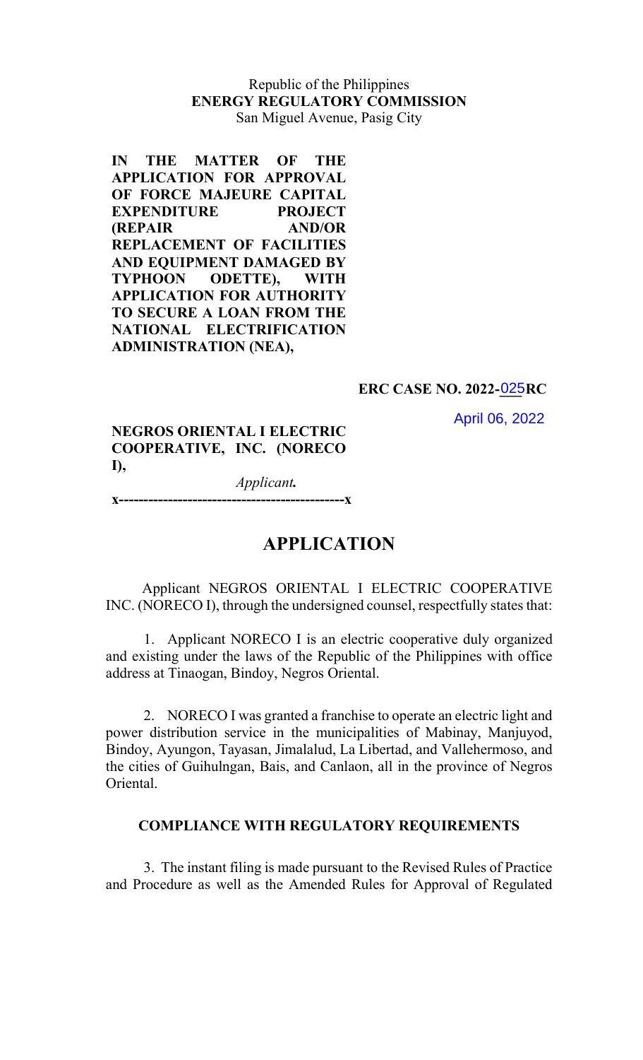Republic of the Philippines
**ENERGY REGULATORY COMMISSION**
San Miguel Avenue, Pasig City

**IN THE MATTER OF THE APPLICATION FOR APPROVAL OF FORCE MAJEURE CAPITAL EXPENDITURE PROJECT (REPAIR AND/OR REPLACEMENT OF FACILITIES AND EQUIPMENT DAMAGED BY TYPHOON ODETTE), WITH APPLICATION FOR AUTHORITY TO SECURE A LOAN FROM THE NATIONAL ELECTRIFICATION ADMINISTRATION (NEA),**

**ERC CASE NO. 2022-025RC**

April 06, 2022

**NEGROS ORIENTAL I ELECTRIC COOPERATIVE, INC. (NORECO I),**

*Applicant.*

**x---------------------------------------------x**

# APPLICATION

Applicant NEGROS ORIENTAL I ELECTRIC COOPERATIVE INC. (NORECO I), through the undersigned counsel, respectfully states that:

1. Applicant NORECO I is an electric cooperative duly organized and existing under the laws of the Republic of the Philippines with office address at Tinaogan, Bindoy, Negros Oriental.

2. NORECO I was granted a franchise to operate an electric light and power distribution service in the municipalities of Mabinay, Manjuyod, Bindoy, Ayungon, Tayasan, Jimalalud, La Libertad, and Vallehermoso, and the cities of Guihulngan, Bais, and Canlaon, all in the province of Negros Oriental.

### COMPLIANCE WITH REGULATORY REQUIREMENTS

3. The instant filing is made pursuant to the Revised Rules of Practice and Procedure as well as the Amended Rules for Approval of Regulated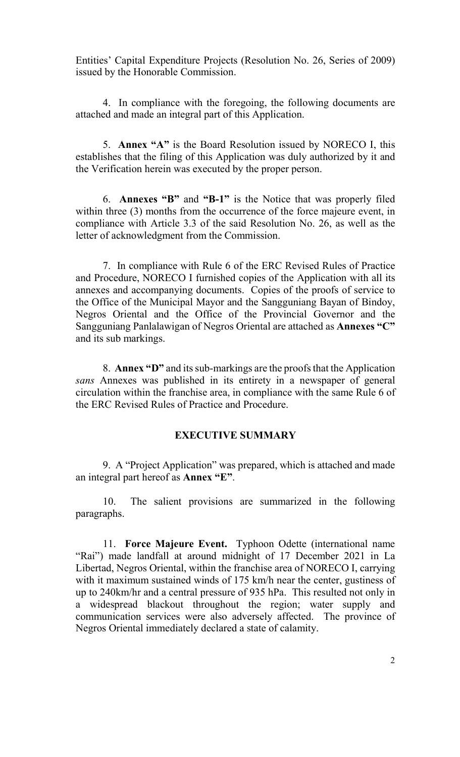Entities' Capital Expenditure Projects (Resolution No. 26, Series of 2009) issued by the Honorable Commission.

4. In compliance with the foregoing, the following documents are attached and made an integral part of this Application.

5. **Annex "A"** is the Board Resolution issued by NORECO I, this establishes that the filing of this Application was duly authorized by it and the Verification herein was executed by the proper person.

6. **Annexes "B"** and **"B-1"** is the Notice that was properly filed within three (3) months from the occurrence of the force majeure event, in compliance with Article 3.3 of the said Resolution No. 26, as well as the letter of acknowledgment from the Commission.

7. In compliance with Rule 6 of the ERC Revised Rules of Practice and Procedure, NORECO I furnished copies of the Application with all its annexes and accompanying documents. Copies of the proofs of service to the Office of the Municipal Mayor and the Sangguniang Bayan of Bindoy, Negros Oriental and the Office of the Provincial Governor and the Sangguniang Panlalawigan of Negros Oriental are attached as **Annexes "C"** and its sub markings.

8. **Annex "D"** and its sub-markings are the proofs that the Application *sans* Annexes was published in its entirety in a newspaper of general circulation within the franchise area, in compliance with the same Rule 6 of the ERC Revised Rules of Practice and Procedure.

## EXECUTIVE SUMMARY

9. A "Project Application" was prepared, which is attached and made an integral part hereof as **Annex "E"**.

10. The salient provisions are summarized in the following paragraphs.

11. **Force Majeure Event.** Typhoon Odette (international name "Rai") made landfall at around midnight of 17 December 2021 in La Libertad, Negros Oriental, within the franchise area of NORECO I, carrying with it maximum sustained winds of 175 km/h near the center, gustiness of up to 240km/hr and a central pressure of 935 hPa. This resulted not only in a widespread blackout throughout the region; water supply and communication services were also adversely affected. The province of Negros Oriental immediately declared a state of calamity.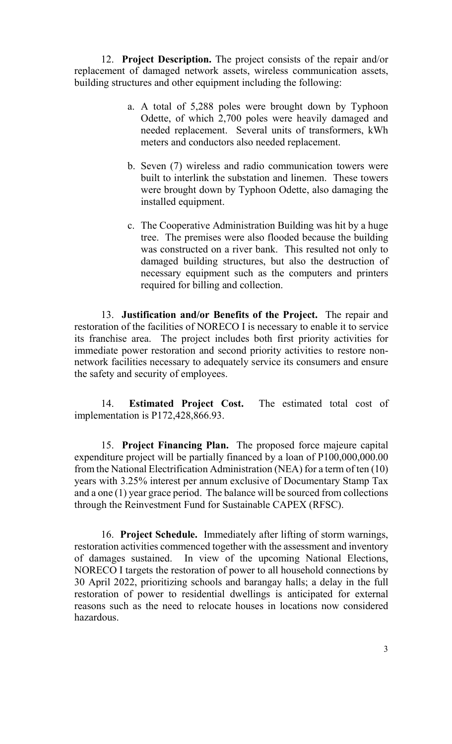12. **Project Description.** The project consists of the repair and/or replacement of damaged network assets, wireless communication assets, building structures and other equipment including the following:

a. A total of 5,288 poles were brought down by Typhoon Odette, of which 2,700 poles were heavily damaged and needed replacement. Several units of transformers, kWh meters and conductors also needed replacement.

b. Seven (7) wireless and radio communication towers were built to interlink the substation and linemen. These towers were brought down by Typhoon Odette, also damaging the installed equipment.

c. The Cooperative Administration Building was hit by a huge tree. The premises were also flooded because the building was constructed on a river bank. This resulted not only to damaged building structures, but also the destruction of necessary equipment such as the computers and printers required for billing and collection.

13. **Justification and/or Benefits of the Project.** The repair and restoration of the facilities of NORECO I is necessary to enable it to service its franchise area. The project includes both first priority activities for immediate power restoration and second priority activities to restore non-network facilities necessary to adequately service its consumers and ensure the safety and security of employees.

14. **Estimated Project Cost.** The estimated total cost of implementation is P172,428,866.93.

15. **Project Financing Plan.** The proposed force majeure capital expenditure project will be partially financed by a loan of P100,000,000.00 from the National Electrification Administration (NEA) for a term of ten (10) years with 3.25% interest per annum exclusive of Documentary Stamp Tax and a one (1) year grace period. The balance will be sourced from collections through the Reinvestment Fund for Sustainable CAPEX (RFSC).

16. **Project Schedule.** Immediately after lifting of storm warnings, restoration activities commenced together with the assessment and inventory of damages sustained. In view of the upcoming National Elections, NORECO I targets the restoration of power to all household connections by 30 April 2022, prioritizing schools and barangay halls; a delay in the full restoration of power to residential dwellings is anticipated for external reasons such as the need to relocate houses in locations now considered hazardous.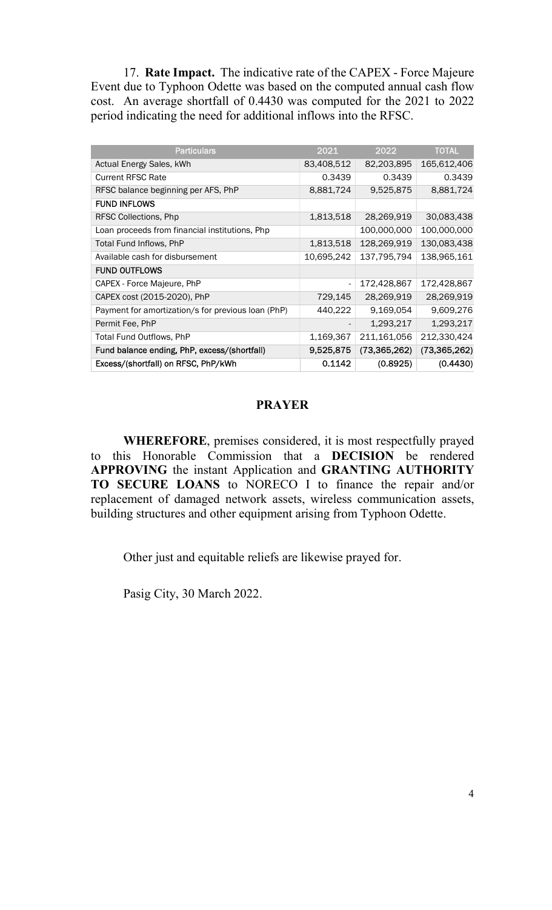17. **Rate Impact.** The indicative rate of the CAPEX - Force Majeure Event due to Typhoon Odette was based on the computed annual cash flow cost. An average shortfall of 0.4430 was computed for the 2021 to 2022 period indicating the need for additional inflows into the RFSC.

| Particulars | 2021 | 2022 | TOTAL |
|---|---|---|---|
| Actual Energy Sales, kWh | 83,408,512 | 82,203,895 | 165,612,406 |
| Current RFSC Rate | 0.3439 | 0.3439 | 0.3439 |
| RFSC balance beginning per AFS, PhP | 8,881,724 | 9,525,875 | 8,881,724 |
| FUND INFLOWS | | | |
| RFSC Collections, Php | 1,813,518 | 28,269,919 | 30,083,438 |
| Loan proceeds from financial institutions, Php | | 100,000,000 | 100,000,000 |
| Total Fund Inflows, PhP | 1,813,518 | 128,269,919 | 130,083,438 |
| Available cash for disbursement | 10,695,242 | 137,795,794 | 138,965,161 |
| FUND OUTFLOWS | | | |
| CAPEX - Force Majeure, PhP | - | 172,428,867 | 172,428,867 |
| CAPEX cost (2015-2020), PhP | 729,145 | 28,269,919 | 28,269,919 |
| Payment for amortization/s for previous loan (PhP) | 440,222 | 9,169,054 | 9,609,276 |
| Permit Fee, PhP | - | 1,293,217 | 1,293,217 |
| Total Fund Outflows, PhP | 1,169,367 | 211,161,056 | 212,330,424 |
| Fund balance ending, PhP, excess/(shortfall) | 9,525,875 | (73,365,262) | (73,365,262) |
| Excess/(shortfall) on RFSC, PhP/kWh | 0.1142 | (0.8925) | (0.4430) |

## PRAYER

**WHEREFORE**, premises considered, it is most respectfully prayed to this Honorable Commission that a **DECISION** be rendered **APPROVING** the instant Application and **GRANTING AUTHORITY TO SECURE LOANS** to NORECO I to finance the repair and/or replacement of damaged network assets, wireless communication assets, building structures and other equipment arising from Typhoon Odette.

Other just and equitable reliefs are likewise prayed for.

Pasig City, 30 March 2022.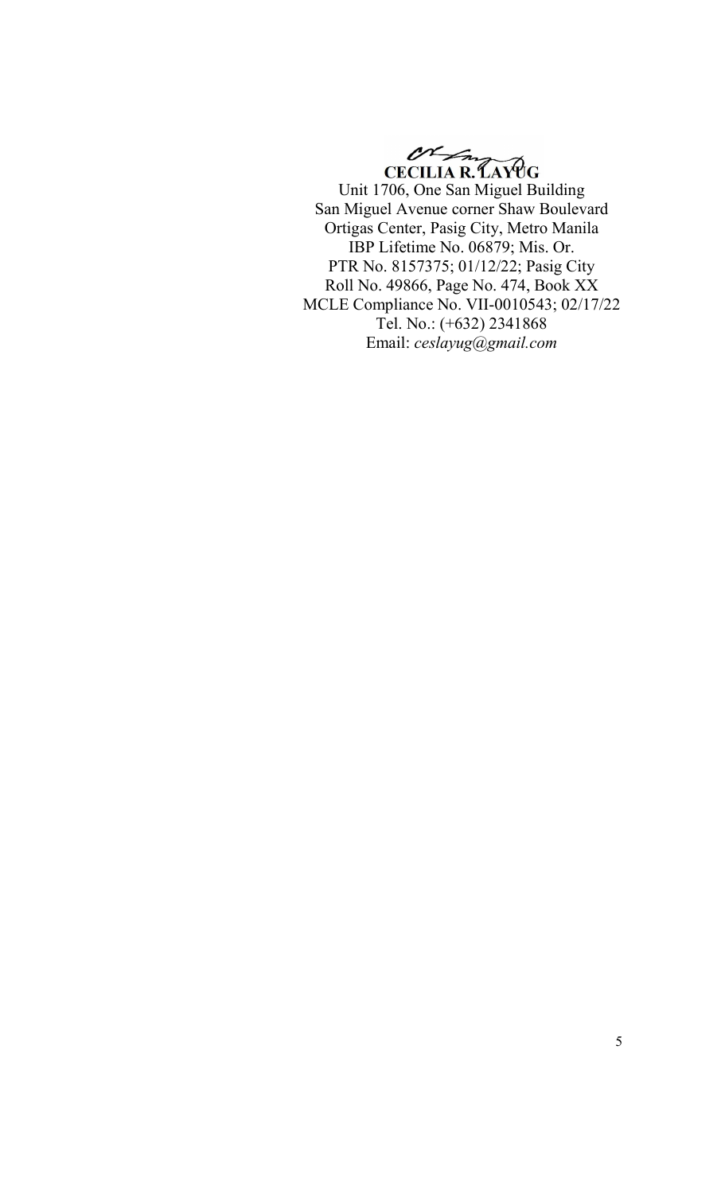**CECILIA R. LAYUG**
Unit 1706, One San Miguel Building
San Miguel Avenue corner Shaw Boulevard
Ortigas Center, Pasig City, Metro Manila
IBP Lifetime No. 06879; Mis. Or.
PTR No. 8157375; 01/12/22; Pasig City
Roll No. 49866, Page No. 474, Book XX
MCLE Compliance No. VII-0010543; 02/17/22
Tel. No.: (+632) 2341868
Email: *ceslayug@gmail.com*